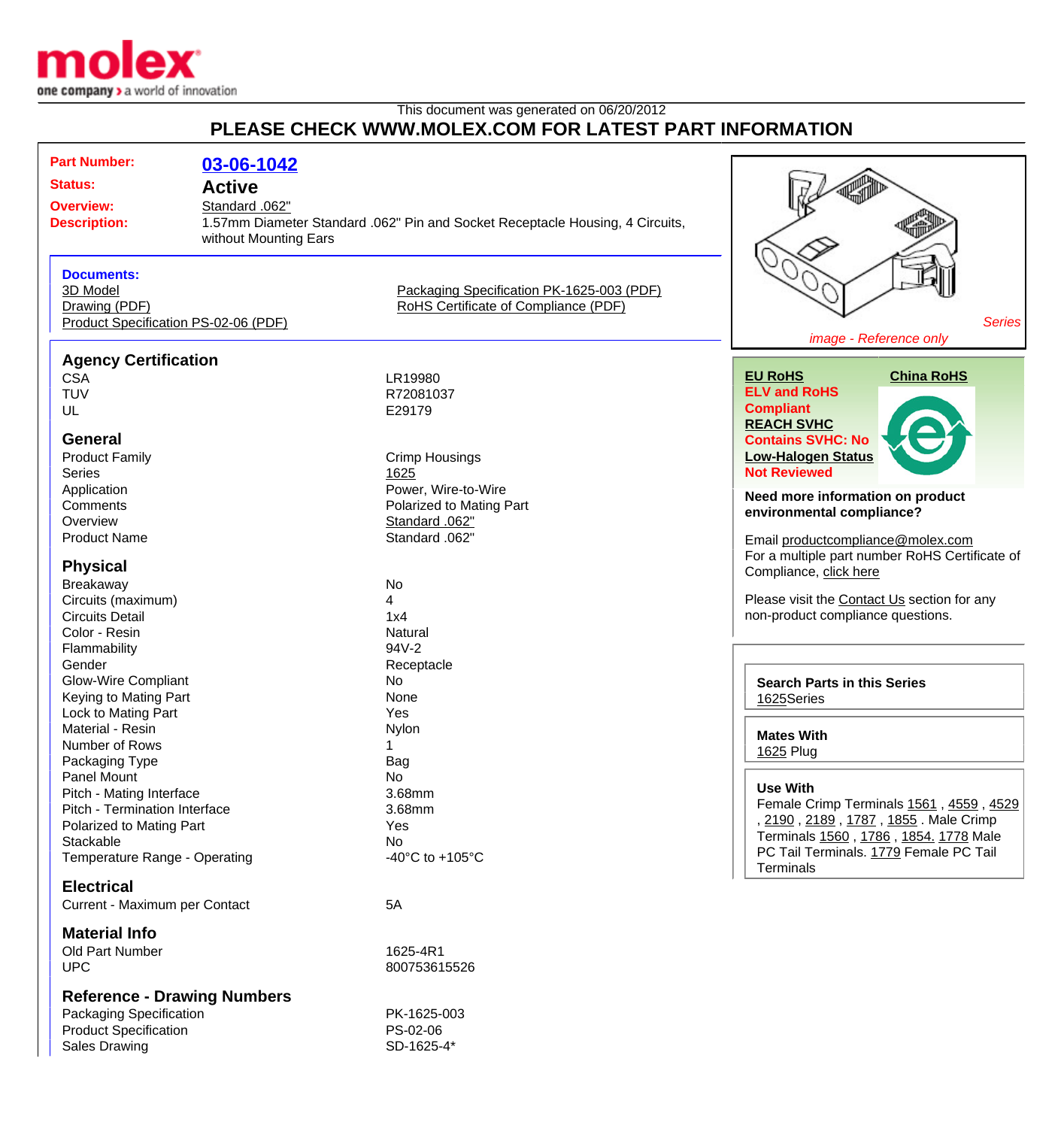This document was generated on 06/20/2012

**PLEASE CHECK WWW.MOLEX.COM FOR LATEST PART INFORMATION**

**Part Number:** 03-06-1042

**Status:** Active

**Overview:** Standard .062"

**Description:** 1.57mm Diameter Standard .062" Pin and Socket Receptacle Housing, 4 Circuits, without Mounting Ears

**Documents:**

- 3D Model
- Drawing (PDF)
- Product Specification PS-02-06 (PDF)
- Packaging Specification PK-1625-003 (PDF)
- RoHS Certificate of Compliance (PDF)

Series

image - Reference only

## Agency Certification

| | |
|---|---|
| CSA | LR19980 |
| TUV | R72081037 |
| UL | E29179 |

## General

| | |
|---|---|
| Product Family | Crimp Housings |
| Series | 1625 |
| Application | Power, Wire-to-Wire |
| Comments | Polarized to Mating Part |
| Overview | Standard .062" |
| Product Name | Standard .062" |

## Physical

| | |
|---|---|
| Breakaway | No |
| Circuits (maximum) | 4 |
| Circuits Detail | 1x4 |
| Color - Resin | Natural |
| Flammability | 94V-2 |
| Gender | Receptacle |
| Glow-Wire Compliant | No |
| Keying to Mating Part | None |
| Lock to Mating Part | Yes |
| Material - Resin | Nylon |
| Number of Rows | 1 |
| Packaging Type | Bag |
| Panel Mount | No |
| Pitch - Mating Interface | 3.68mm |
| Pitch - Termination Interface | 3.68mm |
| Polarized to Mating Part | Yes |
| Stackable | No |
| Temperature Range - Operating | -40°C to +105°C |

## Electrical

| | |
|---|---|
| Current - Maximum per Contact | 5A |

## Material Info

| | |
|---|---|
| Old Part Number | 1625-4R1 |
| UPC | 800753615526 |

## Reference - Drawing Numbers

| | |
|---|---|
| Packaging Specification | PK-1625-003 |
| Product Specification | PS-02-06 |
| Sales Drawing | SD-1625-4* |

**EU RoHS**

**ELV and RoHS Compliant**

**REACH SVHC**

**Contains SVHC: No**

**Low-Halogen Status**

**Not Reviewed**

**China RoHS**

**Need more information on product environmental compliance?**

Email productcompliance@molex.com

For a multiple part number RoHS Certificate of Compliance, click here

Please visit the Contact Us section for any non-product compliance questions.

**Search Parts in this Series**

1625Series

**Mates With**

1625 Plug

**Use With**

Female Crimp Terminals 1561 , 4559 , 4529 , 2190 , 2189 , 1787 , 1855 . Male Crimp Terminals 1560 , 1786 , 1854. 1778 Male PC Tail Terminals. 1779 Female PC Tail Terminals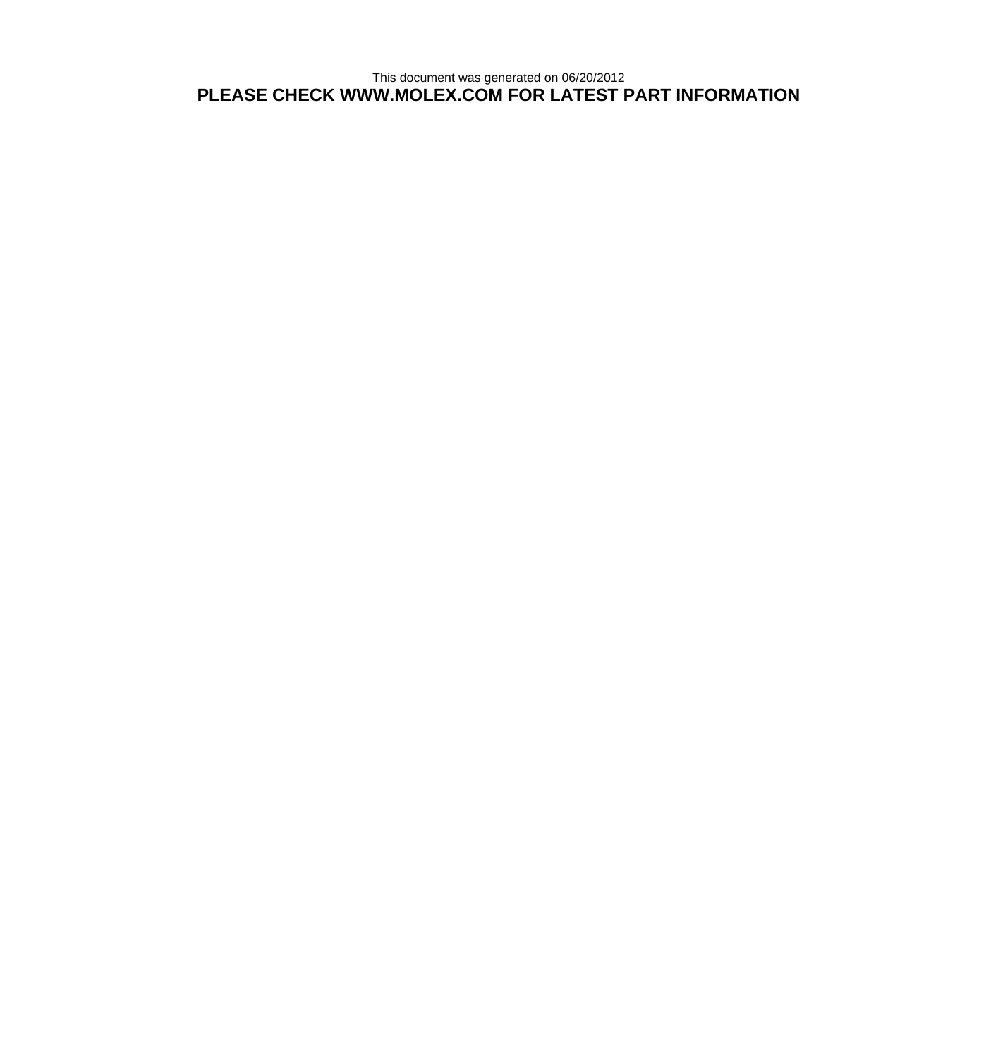This document was generated on 06/20/2012

**PLEASE CHECK WWW.MOLEX.COM FOR LATEST PART INFORMATION**